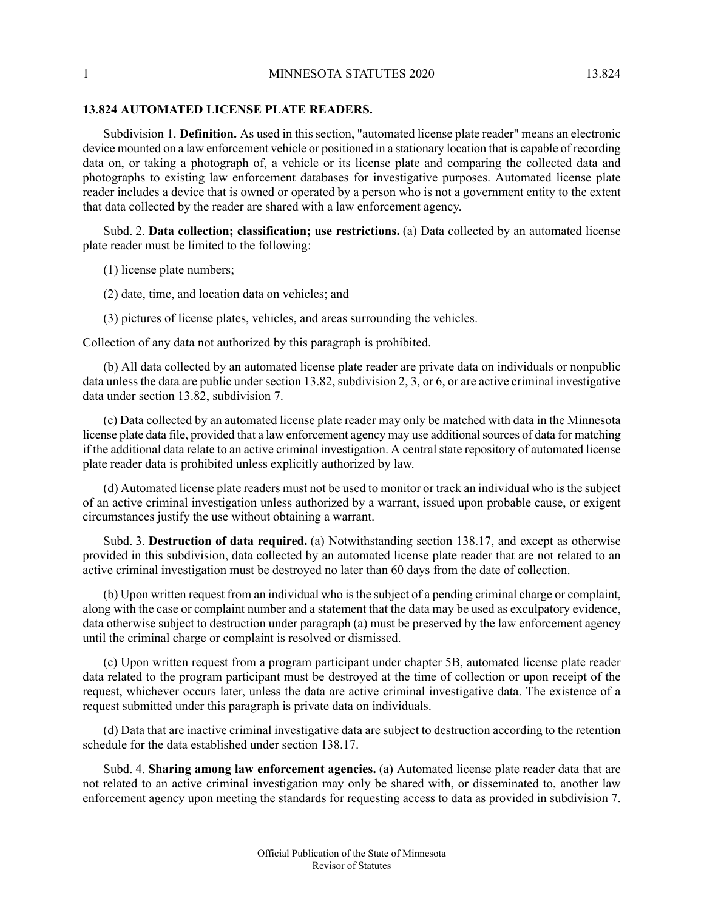## 13.824 AUTOMATED LICENSE PLATE READERS.

Subdivision 1. **Definition.** As used in this section, "automated license plate reader" means an electronic device mounted on a law enforcement vehicle or positioned in a stationary location that is capable of recording data on, or taking a photograph of, a vehicle or its license plate and comparing the collected data and photographs to existing law enforcement databases for investigative purposes. Automated license plate reader includes a device that is owned or operated by a person who is not a government entity to the extent that data collected by the reader are shared with a law enforcement agency.

Subd. 2. **Data collection; classification; use restrictions.** (a) Data collected by an automated license plate reader must be limited to the following:

(1) license plate numbers;

(2) date, time, and location data on vehicles; and

(3) pictures of license plates, vehicles, and areas surrounding the vehicles.

Collection of any data not authorized by this paragraph is prohibited.

(b) All data collected by an automated license plate reader are private data on individuals or nonpublic data unless the data are public under section 13.82, subdivision 2, 3, or 6, or are active criminal investigative data under section 13.82, subdivision 7.

(c) Data collected by an automated license plate reader may only be matched with data in the Minnesota license plate data file, provided that a law enforcement agency may use additional sources of data for matching if the additional data relate to an active criminal investigation. A central state repository of automated license plate reader data is prohibited unless explicitly authorized by law.

(d) Automated license plate readers must not be used to monitor or track an individual who is the subject of an active criminal investigation unless authorized by a warrant, issued upon probable cause, or exigent circumstances justify the use without obtaining a warrant.

Subd. 3. **Destruction of data required.** (a) Notwithstanding section 138.17, and except as otherwise provided in this subdivision, data collected by an automated license plate reader that are not related to an active criminal investigation must be destroyed no later than 60 days from the date of collection.

(b) Upon written request from an individual who is the subject of a pending criminal charge or complaint, along with the case or complaint number and a statement that the data may be used as exculpatory evidence, data otherwise subject to destruction under paragraph (a) must be preserved by the law enforcement agency until the criminal charge or complaint is resolved or dismissed.

(c) Upon written request from a program participant under chapter 5B, automated license plate reader data related to the program participant must be destroyed at the time of collection or upon receipt of the request, whichever occurs later, unless the data are active criminal investigative data. The existence of a request submitted under this paragraph is private data on individuals.

(d) Data that are inactive criminal investigative data are subject to destruction according to the retention schedule for the data established under section 138.17.

Subd. 4. **Sharing among law enforcement agencies.** (a) Automated license plate reader data that are not related to an active criminal investigation may only be shared with, or disseminated to, another law enforcement agency upon meeting the standards for requesting access to data as provided in subdivision 7.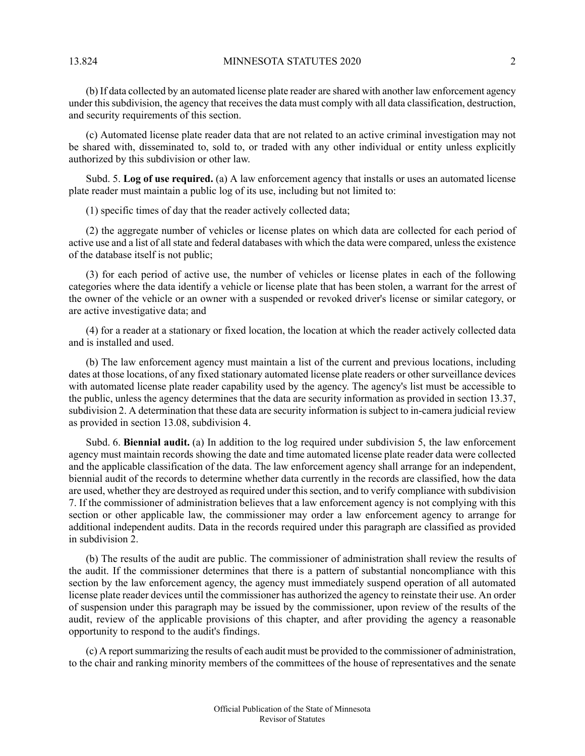(b) If data collected by an automated license plate reader are shared with another law enforcement agency under this subdivision, the agency that receives the data must comply with all data classification, destruction, and security requirements of this section.

(c) Automated license plate reader data that are not related to an active criminal investigation may not be shared with, disseminated to, sold to, or traded with any other individual or entity unless explicitly authorized by this subdivision or other law.

Subd. 5. **Log of use required.** (a) A law enforcement agency that installs or uses an automated license plate reader must maintain a public log of its use, including but not limited to:

(1) specific times of day that the reader actively collected data;

(2) the aggregate number of vehicles or license plates on which data are collected for each period of active use and a list of all state and federal databases with which the data were compared, unless the existence of the database itself is not public;

(3) for each period of active use, the number of vehicles or license plates in each of the following categories where the data identify a vehicle or license plate that has been stolen, a warrant for the arrest of the owner of the vehicle or an owner with a suspended or revoked driver's license or similar category, or are active investigative data; and

(4) for a reader at a stationary or fixed location, the location at which the reader actively collected data and is installed and used.

(b) The law enforcement agency must maintain a list of the current and previous locations, including dates at those locations, of any fixed stationary automated license plate readers or other surveillance devices with automated license plate reader capability used by the agency. The agency's list must be accessible to the public, unless the agency determines that the data are security information as provided in section 13.37, subdivision 2. A determination that these data are security information is subject to in-camera judicial review as provided in section 13.08, subdivision 4.

Subd. 6. **Biennial audit.** (a) In addition to the log required under subdivision 5, the law enforcement agency must maintain records showing the date and time automated license plate reader data were collected and the applicable classification of the data. The law enforcement agency shall arrange for an independent, biennial audit of the records to determine whether data currently in the records are classified, how the data are used, whether they are destroyed as required under this section, and to verify compliance with subdivision 7. If the commissioner of administration believes that a law enforcement agency is not complying with this section or other applicable law, the commissioner may order a law enforcement agency to arrange for additional independent audits. Data in the records required under this paragraph are classified as provided in subdivision 2.

(b) The results of the audit are public. The commissioner of administration shall review the results of the audit. If the commissioner determines that there is a pattern of substantial noncompliance with this section by the law enforcement agency, the agency must immediately suspend operation of all automated license plate reader devices until the commissioner has authorized the agency to reinstate their use. An order of suspension under this paragraph may be issued by the commissioner, upon review of the results of the audit, review of the applicable provisions of this chapter, and after providing the agency a reasonable opportunity to respond to the audit's findings.

(c) A report summarizing the results of each audit must be provided to the commissioner of administration, to the chair and ranking minority members of the committees of the house of representatives and the senate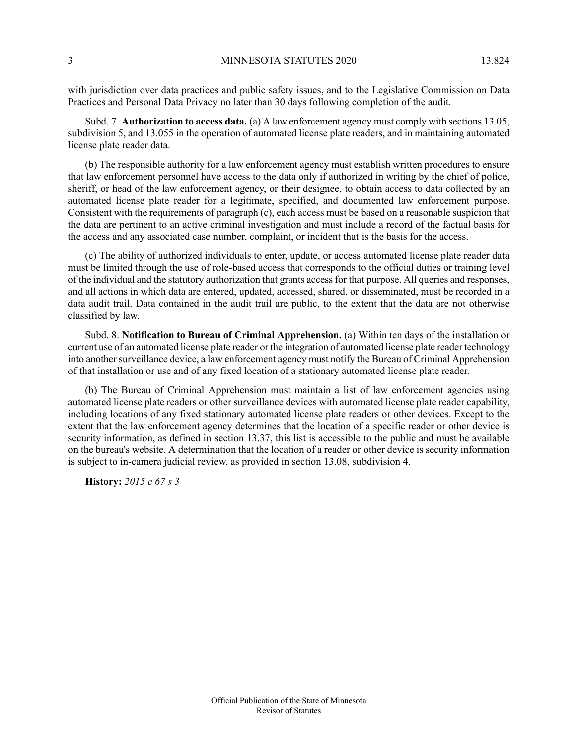with jurisdiction over data practices and public safety issues, and to the Legislative Commission on Data Practices and Personal Data Privacy no later than 30 days following completion of the audit.

Subd. 7. **Authorization to access data.** (a) A law enforcement agency must comply with sections 13.05, subdivision 5, and 13.055 in the operation of automated license plate readers, and in maintaining automated license plate reader data.

(b) The responsible authority for a law enforcement agency must establish written procedures to ensure that law enforcement personnel have access to the data only if authorized in writing by the chief of police, sheriff, or head of the law enforcement agency, or their designee, to obtain access to data collected by an automated license plate reader for a legitimate, specified, and documented law enforcement purpose. Consistent with the requirements of paragraph (c), each access must be based on a reasonable suspicion that the data are pertinent to an active criminal investigation and must include a record of the factual basis for the access and any associated case number, complaint, or incident that is the basis for the access.

(c) The ability of authorized individuals to enter, update, or access automated license plate reader data must be limited through the use of role-based access that corresponds to the official duties or training level of the individual and the statutory authorization that grants access for that purpose. All queries and responses, and all actions in which data are entered, updated, accessed, shared, or disseminated, must be recorded in a data audit trail. Data contained in the audit trail are public, to the extent that the data are not otherwise classified by law.

Subd. 8. **Notification to Bureau of Criminal Apprehension.** (a) Within ten days of the installation or current use of an automated license plate reader or the integration of automated license plate reader technology into another surveillance device, a law enforcement agency must notify the Bureau of Criminal Apprehension of that installation or use and of any fixed location of a stationary automated license plate reader.

(b) The Bureau of Criminal Apprehension must maintain a list of law enforcement agencies using automated license plate readers or other surveillance devices with automated license plate reader capability, including locations of any fixed stationary automated license plate readers or other devices. Except to the extent that the law enforcement agency determines that the location of a specific reader or other device is security information, as defined in section 13.37, this list is accessible to the public and must be available on the bureau's website. A determination that the location of a reader or other device is security information is subject to in-camera judicial review, as provided in section 13.08, subdivision 4.

**History:** *2015 c 67 s 3*